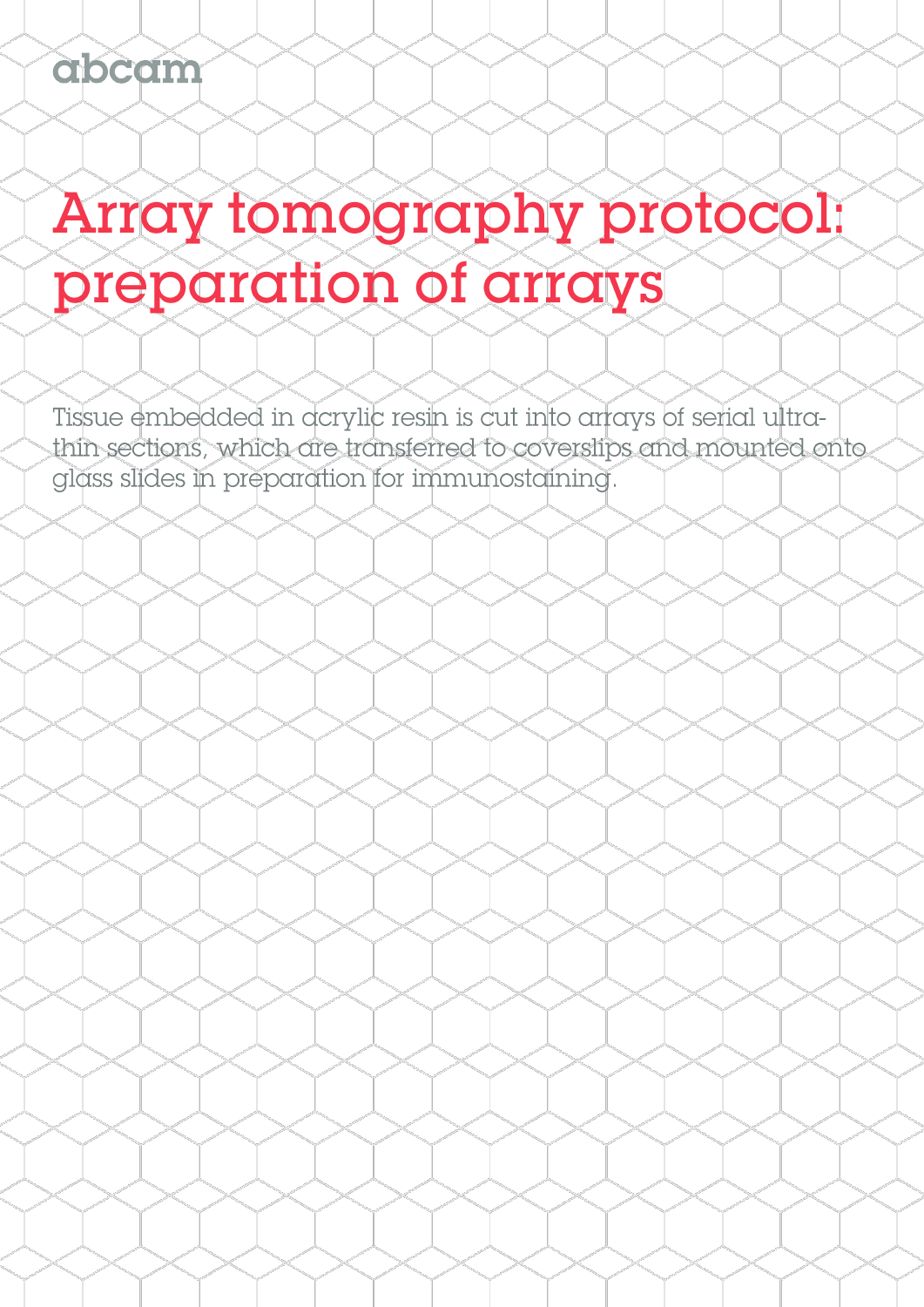abcam

# Array tomography protocol: preparation of arrays

Tissue embedded in acrylic resin is cut into arrays of serial ultra-thin sections, which are transferred to coverslips and mounted onto glass slides in preparation for immunostaining.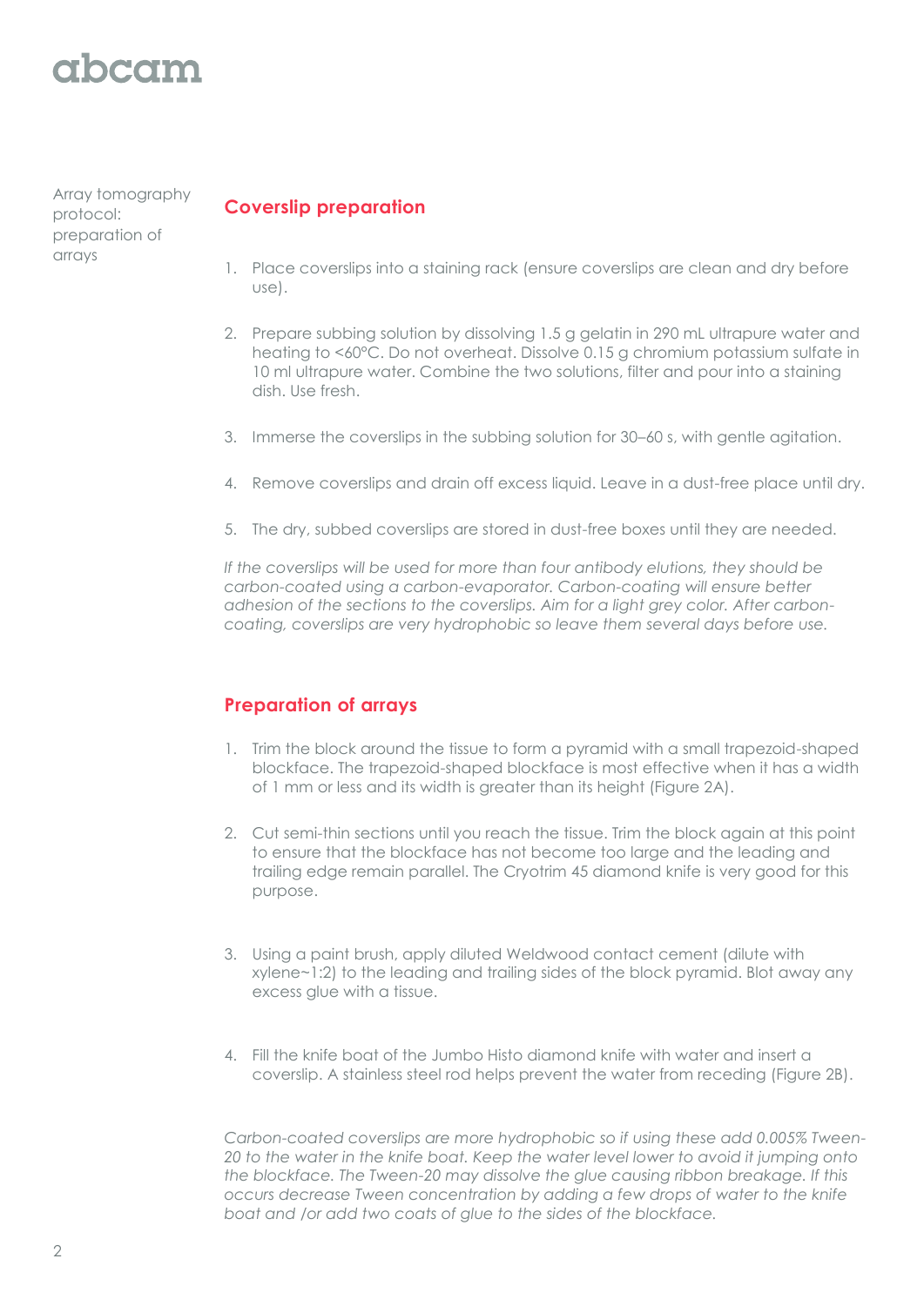Array tomography protocol: preparation of arrays

## Coverslip preparation

1. Place coverslips into a staining rack (ensure coverslips are clean and dry before use).
2. Prepare subbing solution by dissolving 1.5 g gelatin in 290 mL ultrapure water and heating to <60°C. Do not overheat. Dissolve 0.15 g chromium potassium sulfate in 10 ml ultrapure water. Combine the two solutions, filter and pour into a staining dish. Use fresh.
3. Immerse the coverslips in the subbing solution for 30–60 s, with gentle agitation.
4. Remove coverslips and drain off excess liquid. Leave in a dust-free place until dry.
5. The dry, subbed coverslips are stored in dust-free boxes until they are needed.

*If the coverslips will be used for more than four antibody elutions, they should be carbon-coated using a carbon-evaporator. Carbon-coating will ensure better adhesion of the sections to the coverslips. Aim for a light grey color. After carbon-coating, coverslips are very hydrophobic so leave them several days before use.*

## Preparation of arrays

1. Trim the block around the tissue to form a pyramid with a small trapezoid-shaped blockface. The trapezoid-shaped blockface is most effective when it has a width of 1 mm or less and its width is greater than its height (Figure 2A).
2. Cut semi-thin sections until you reach the tissue. Trim the block again at this point to ensure that the blockface has not become too large and the leading and trailing edge remain parallel. The Cryotrim 45 diamond knife is very good for this purpose.
3. Using a paint brush, apply diluted Weldwood contact cement (dilute with xylene~1:2) to the leading and trailing sides of the block pyramid. Blot away any excess glue with a tissue.
4. Fill the knife boat of the Jumbo Histo diamond knife with water and insert a coverslip. A stainless steel rod helps prevent the water from receding (Figure 2B).

*Carbon-coated coverslips are more hydrophobic so if using these add 0.005% Tween-20 to the water in the knife boat. Keep the water level lower to avoid it jumping onto the blockface. The Tween-20 may dissolve the glue causing ribbon breakage. If this occurs decrease Tween concentration by adding a few drops of water to the knife boat and /or add two coats of glue to the sides of the blockface.*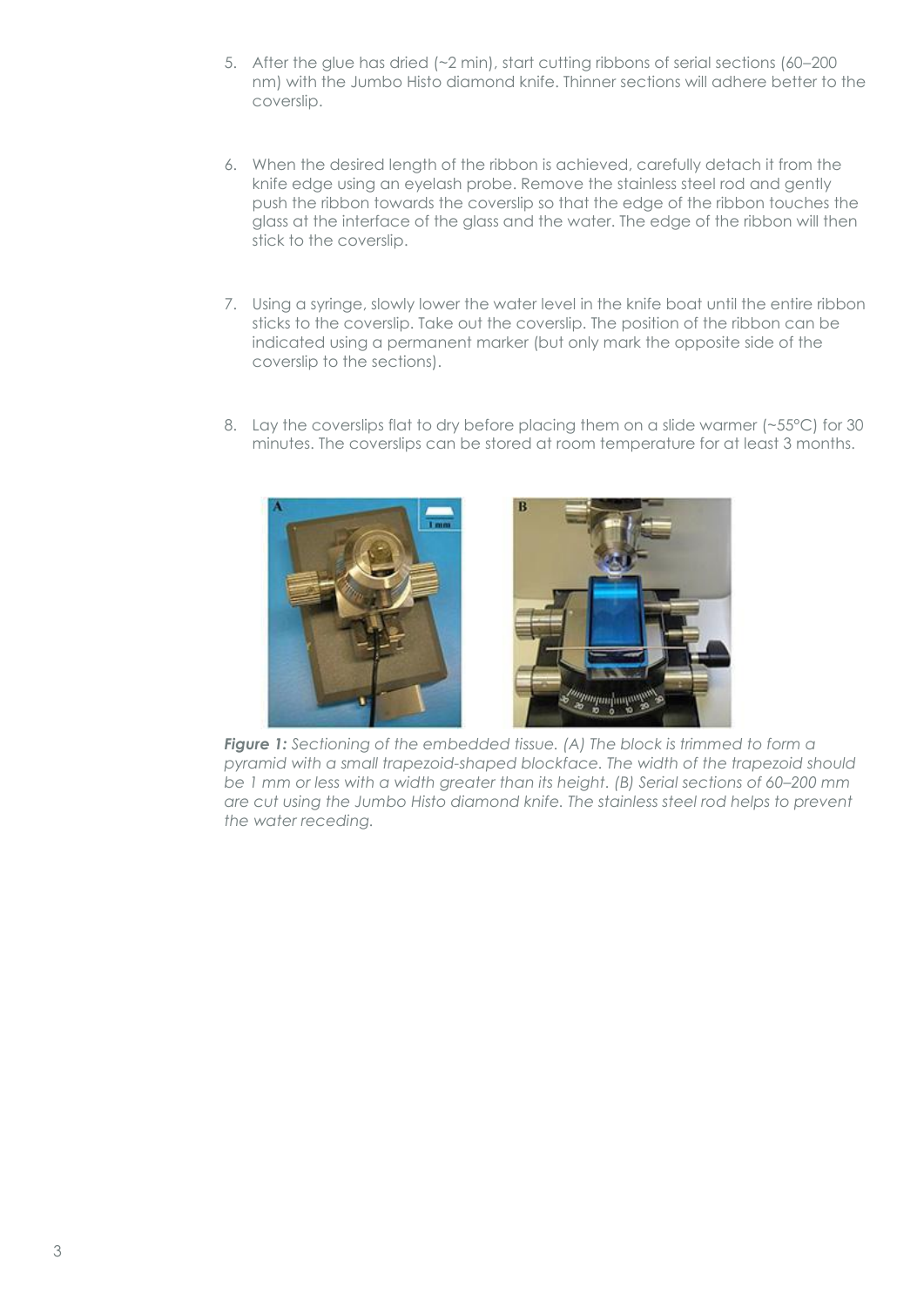5. After the glue has dried (~2 min), start cutting ribbons of serial sections (60–200 nm) with the Jumbo Histo diamond knife. Thinner sections will adhere better to the coverslip.

6. When the desired length of the ribbon is achieved, carefully detach it from the knife edge using an eyelash probe. Remove the stainless steel rod and gently push the ribbon towards the coverslip so that the edge of the ribbon touches the glass at the interface of the glass and the water. The edge of the ribbon will then stick to the coverslip.

7. Using a syringe, slowly lower the water level in the knife boat until the entire ribbon sticks to the coverslip. Take out the coverslip. The position of the ribbon can be indicated using a permanent marker (but only mark the opposite side of the coverslip to the sections).

8. Lay the coverslips flat to dry before placing them on a slide warmer (~55°C) for 30 minutes. The coverslips can be stored at room temperature for at least 3 months.

***Figure 1:*** *Sectioning of the embedded tissue. (A) The block is trimmed to form a pyramid with a small trapezoid-shaped blockface. The width of the trapezoid should be 1 mm or less with a width greater than its height. (B) Serial sections of 60–200 mm are cut using the Jumbo Histo diamond knife. The stainless steel rod helps to prevent the water receding.*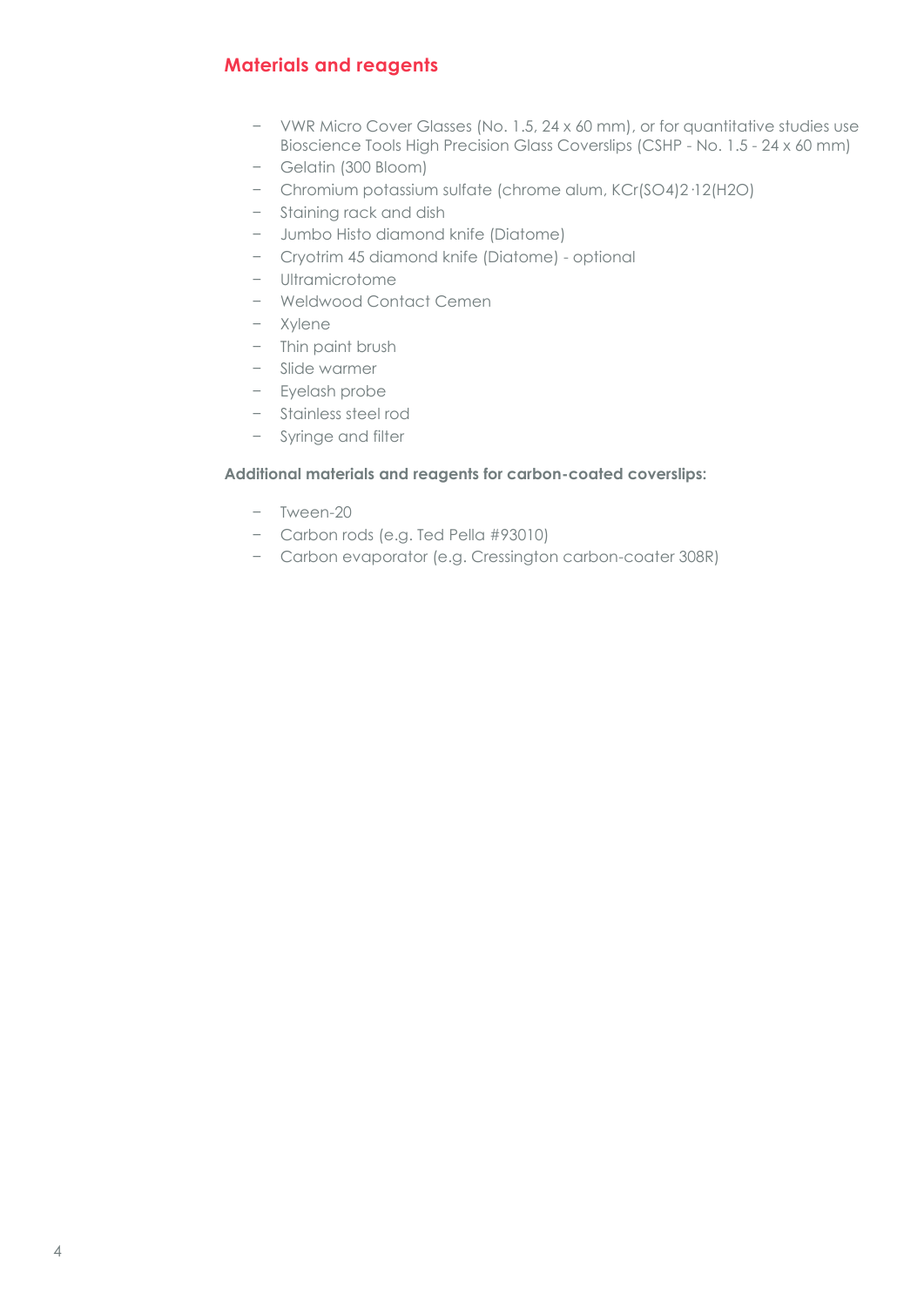## Materials and reagents

- VWR Micro Cover Glasses (No. 1.5, 24 x 60 mm), or for quantitative studies use Bioscience Tools High Precision Glass Coverslips (CSHP - No. 1.5 - 24 x 60 mm)
- Gelatin (300 Bloom)
- Chromium potassium sulfate (chrome alum, $KCr(SO_4)_2 \cdot 12(H_2O)$)
- Staining rack and dish
- Jumbo Histo diamond knife (Diatome)
- Cryotrim 45 diamond knife (Diatome) - optional
- Ultramicrotome
- Weldwood Contact Cemen
- Xylene
- Thin paint brush
- Slide warmer
- Eyelash probe
- Stainless steel rod
- Syringe and filter

**Additional materials and reagents for carbon-coated coverslips:**

- Tween-20
- Carbon rods (e.g. Ted Pella #93010)
- Carbon evaporator (e.g. Cressington carbon-coater 308R)